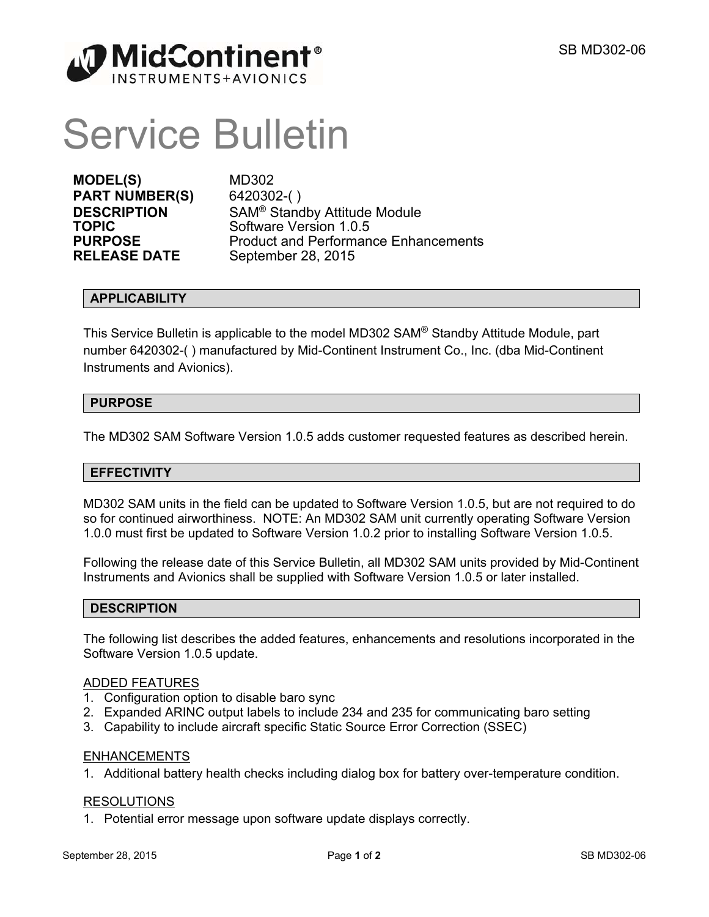# Service Bulletin

| | |
|---|---|
| **MODEL(S)** | MD302 |
| **PART NUMBER(S)** | 6420302-( ) |
| **DESCRIPTION** | SAM® Standby Attitude Module |
| **TOPIC** | Software Version 1.0.5 |
| **PURPOSE** | Product and Performance Enhancements |
| **RELEASE DATE** | September 28, 2015 |

## APPLICABILITY

This Service Bulletin is applicable to the model MD302 SAM® Standby Attitude Module, part number 6420302-( ) manufactured by Mid-Continent Instrument Co., Inc. (dba Mid-Continent Instruments and Avionics).

## PURPOSE

The MD302 SAM Software Version 1.0.5 adds customer requested features as described herein.

## EFFECTIVITY

MD302 SAM units in the field can be updated to Software Version 1.0.5, but are not required to do so for continued airworthiness. NOTE: An MD302 SAM unit currently operating Software Version 1.0.0 must first be updated to Software Version 1.0.2 prior to installing Software Version 1.0.5.

Following the release date of this Service Bulletin, all MD302 SAM units provided by Mid-Continent Instruments and Avionics shall be supplied with Software Version 1.0.5 or later installed.

## DESCRIPTION

The following list describes the added features, enhancements and resolutions incorporated in the Software Version 1.0.5 update.

ADDED FEATURES

1. Configuration option to disable baro sync
2. Expanded ARINC output labels to include 234 and 235 for communicating baro setting
3. Capability to include aircraft specific Static Source Error Correction (SSEC)

ENHANCEMENTS

1. Additional battery health checks including dialog box for battery over-temperature condition.

RESOLUTIONS

1. Potential error message upon software update displays correctly.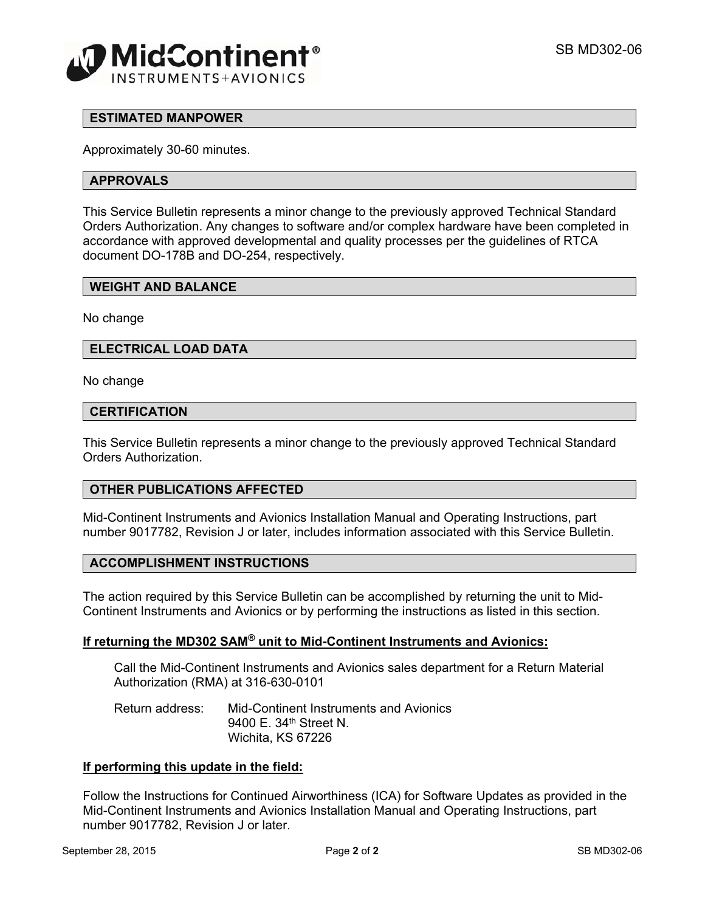## ESTIMATED MANPOWER

Approximately 30-60 minutes.

## APPROVALS

This Service Bulletin represents a minor change to the previously approved Technical Standard Orders Authorization. Any changes to software and/or complex hardware have been completed in accordance with approved developmental and quality processes per the guidelines of RTCA document DO-178B and DO-254, respectively.

## WEIGHT AND BALANCE

No change

## ELECTRICAL LOAD DATA

No change

## CERTIFICATION

This Service Bulletin represents a minor change to the previously approved Technical Standard Orders Authorization.

## OTHER PUBLICATIONS AFFECTED

Mid-Continent Instruments and Avionics Installation Manual and Operating Instructions, part number 9017782, Revision J or later, includes information associated with this Service Bulletin.

## ACCOMPLISHMENT INSTRUCTIONS

The action required by this Service Bulletin can be accomplished by returning the unit to Mid-Continent Instruments and Avionics or by performing the instructions as listed in this section.

**If returning the MD302 SAM® unit to Mid-Continent Instruments and Avionics:**

Call the Mid-Continent Instruments and Avionics sales department for a Return Material Authorization (RMA) at 316-630-0101

Return address: Mid-Continent Instruments and Avionics
9400 E. 34th Street N.
Wichita, KS 67226

**If performing this update in the field:**

Follow the Instructions for Continued Airworthiness (ICA) for Software Updates as provided in the Mid-Continent Instruments and Avionics Installation Manual and Operating Instructions, part number 9017782, Revision J or later.